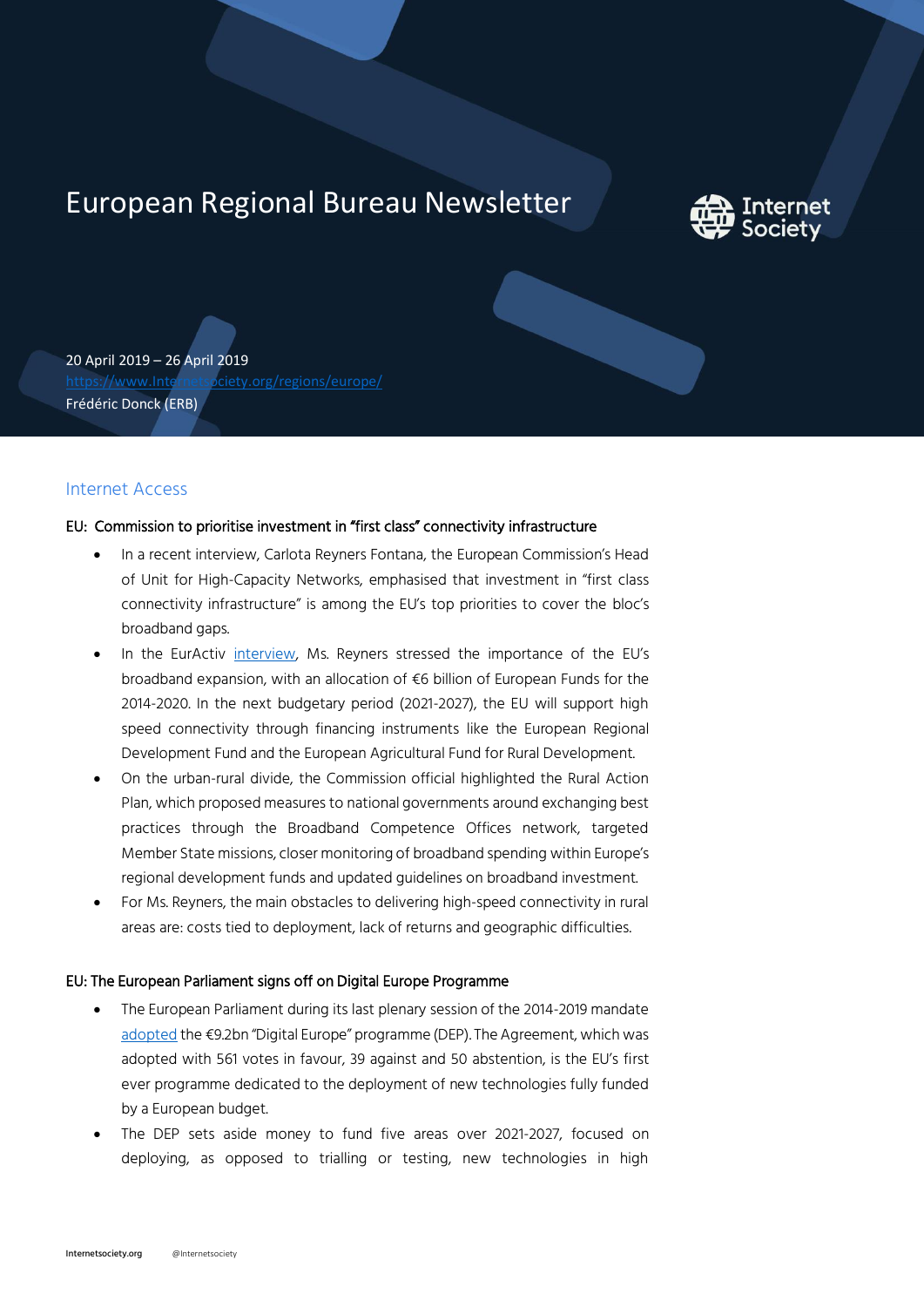# European Regional Bureau Newsletter

20 April 2019 – 26 April 2019

https://www.Internetsociety.org/regions/europe/

Frédéric Donck (ERB)

## Internet Access

### EU: Commission to prioritise investment in "first class" connectivity infrastructure

- In a recent interview, Carlota Reyners Fontana, the European Commission's Head of Unit for High-Capacity Networks, emphasised that investment in "first class connectivity infrastructure" is among the EU's top priorities to cover the bloc's broadband gaps.
- In the EurActiv interview, Ms. Reyners stressed the importance of the EU's broadband expansion, with an allocation of €6 billion of European Funds for the 2014-2020. In the next budgetary period (2021-2027), the EU will support high speed connectivity through financing instruments like the European Regional Development Fund and the European Agricultural Fund for Rural Development.
- On the urban-rural divide, the Commission official highlighted the Rural Action Plan, which proposed measures to national governments around exchanging best practices through the Broadband Competence Offices network, targeted Member State missions, closer monitoring of broadband spending within Europe's regional development funds and updated guidelines on broadband investment.
- For Ms. Reyners, the main obstacles to delivering high-speed connectivity in rural areas are: costs tied to deployment, lack of returns and geographic difficulties.

### EU: The European Parliament signs off on Digital Europe Programme

- The European Parliament during its last plenary session of the 2014-2019 mandate adopted the €9.2bn "Digital Europe" programme (DEP). The Agreement, which was adopted with 561 votes in favour, 39 against and 50 abstention, is the EU's first ever programme dedicated to the deployment of new technologies fully funded by a European budget.
- The DEP sets aside money to fund five areas over 2021-2027, focused on deploying, as opposed to trialling or testing, new technologies in high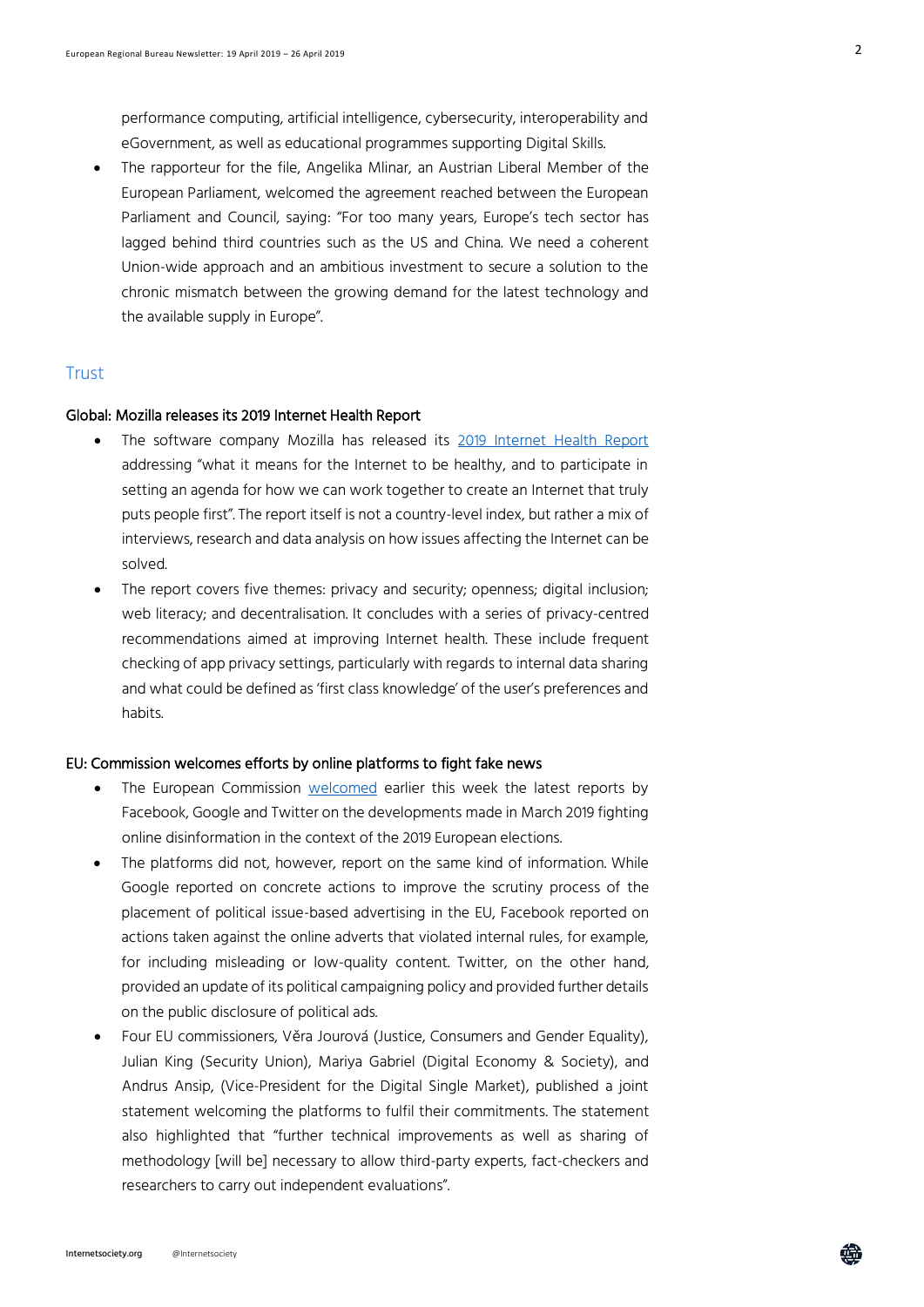performance computing, artificial intelligence, cybersecurity, interoperability and eGovernment, as well as educational programmes supporting Digital Skills.

- The rapporteur for the file, Angelika Mlinar, an Austrian Liberal Member of the European Parliament, welcomed the agreement reached between the European Parliament and Council, saying: "For too many years, Europe's tech sector has lagged behind third countries such as the US and China. We need a coherent Union-wide approach and an ambitious investment to secure a solution to the chronic mismatch between the growing demand for the latest technology and the available supply in Europe".

## Trust

### Global: Mozilla releases its 2019 Internet Health Report

- The software company Mozilla has released its [2019 Internet Health Report](#) addressing "what it means for the Internet to be healthy, and to participate in setting an agenda for how we can work together to create an Internet that truly puts people first". The report itself is not a country-level index, but rather a mix of interviews, research and data analysis on how issues affecting the Internet can be solved.
- The report covers five themes: privacy and security; openness; digital inclusion; web literacy; and decentralisation. It concludes with a series of privacy-centred recommendations aimed at improving Internet health. These include frequent checking of app privacy settings, particularly with regards to internal data sharing and what could be defined as 'first class knowledge' of the user's preferences and habits.

### EU: Commission welcomes efforts by online platforms to fight fake news

- The European Commission [welcomed](#) earlier this week the latest reports by Facebook, Google and Twitter on the developments made in March 2019 fighting online disinformation in the context of the 2019 European elections.
- The platforms did not, however, report on the same kind of information. While Google reported on concrete actions to improve the scrutiny process of the placement of political issue-based advertising in the EU, Facebook reported on actions taken against the online adverts that violated internal rules, for example, for including misleading or low-quality content. Twitter, on the other hand, provided an update of its political campaigning policy and provided further details on the public disclosure of political ads.
- Four EU commissioners, Věra Jourová (Justice, Consumers and Gender Equality), Julian King (Security Union), Mariya Gabriel (Digital Economy & Society), and Andrus Ansip, (Vice-President for the Digital Single Market), published a joint statement welcoming the platforms to fulfil their commitments. The statement also highlighted that "further technical improvements as well as sharing of methodology [will be] necessary to allow third-party experts, fact-checkers and researchers to carry out independent evaluations".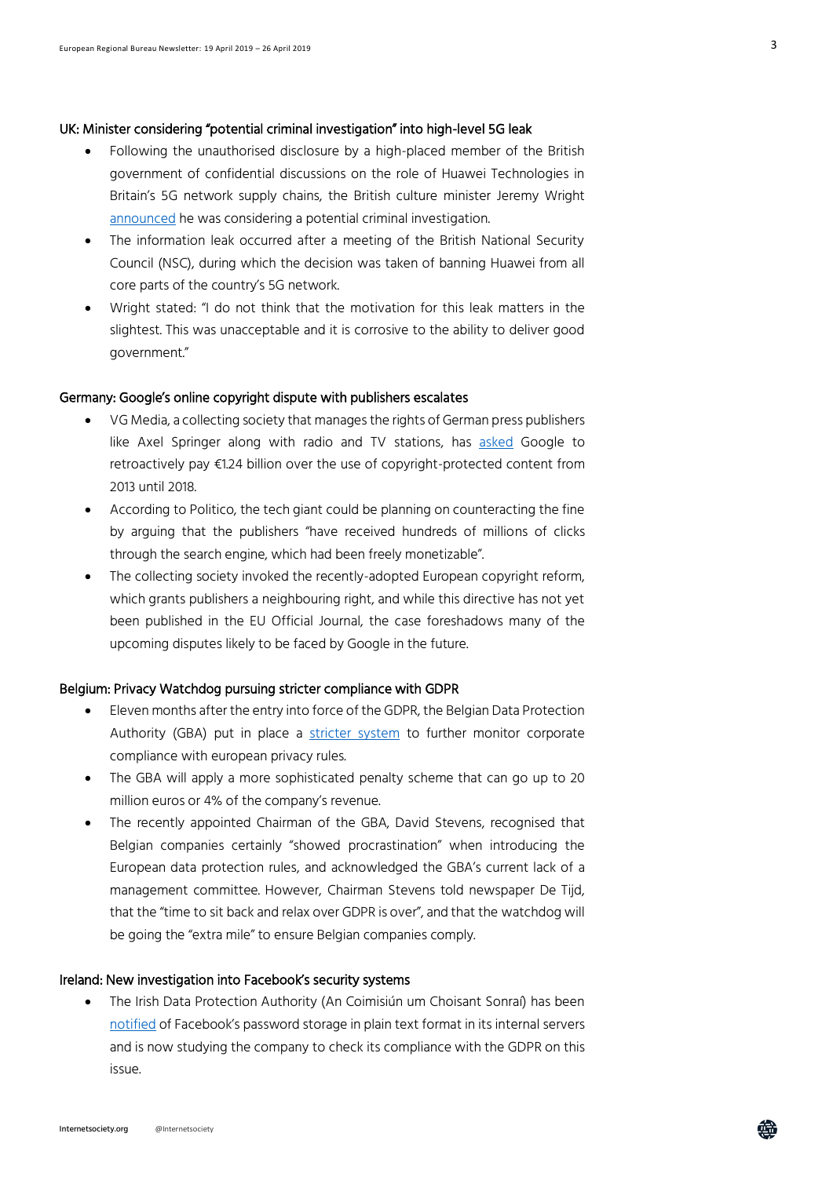### UK: Minister considering "potential criminal investigation" into high-level 5G leak

- Following the unauthorised disclosure by a high-placed member of the British government of confidential discussions on the role of Huawei Technologies in Britain's 5G network supply chains, the British culture minister Jeremy Wright announced he was considering a potential criminal investigation.
- The information leak occurred after a meeting of the British National Security Council (NSC), during which the decision was taken of banning Huawei from all core parts of the country's 5G network.
- Wright stated: "I do not think that the motivation for this leak matters in the slightest. This was unacceptable and it is corrosive to the ability to deliver good government."

### Germany: Google's online copyright dispute with publishers escalates

- VG Media, a collecting society that manages the rights of German press publishers like Axel Springer along with radio and TV stations, has asked Google to retroactively pay €1.24 billion over the use of copyright-protected content from 2013 until 2018.
- According to Politico, the tech giant could be planning on counteracting the fine by arguing that the publishers "have received hundreds of millions of clicks through the search engine, which had been freely monetizable".
- The collecting society invoked the recently-adopted European copyright reform, which grants publishers a neighbouring right, and while this directive has not yet been published in the EU Official Journal, the case foreshadows many of the upcoming disputes likely to be faced by Google in the future.

### Belgium: Privacy Watchdog pursuing stricter compliance with GDPR

- Eleven months after the entry into force of the GDPR, the Belgian Data Protection Authority (GBA) put in place a stricter system to further monitor corporate compliance with european privacy rules.
- The GBA will apply a more sophisticated penalty scheme that can go up to 20 million euros or 4% of the company's revenue.
- The recently appointed Chairman of the GBA, David Stevens, recognised that Belgian companies certainly "showed procrastination" when introducing the European data protection rules, and acknowledged the GBA's current lack of a management committee. However, Chairman Stevens told newspaper De Tijd, that the "time to sit back and relax over GDPR is over", and that the watchdog will be going the "extra mile" to ensure Belgian companies comply.

### Ireland: New investigation into Facebook's security systems

- The Irish Data Protection Authority (An Coimisiún um Choisant Sonraí) has been notified of Facebook's password storage in plain text format in its internal servers and is now studying the company to check its compliance with the GDPR on this issue.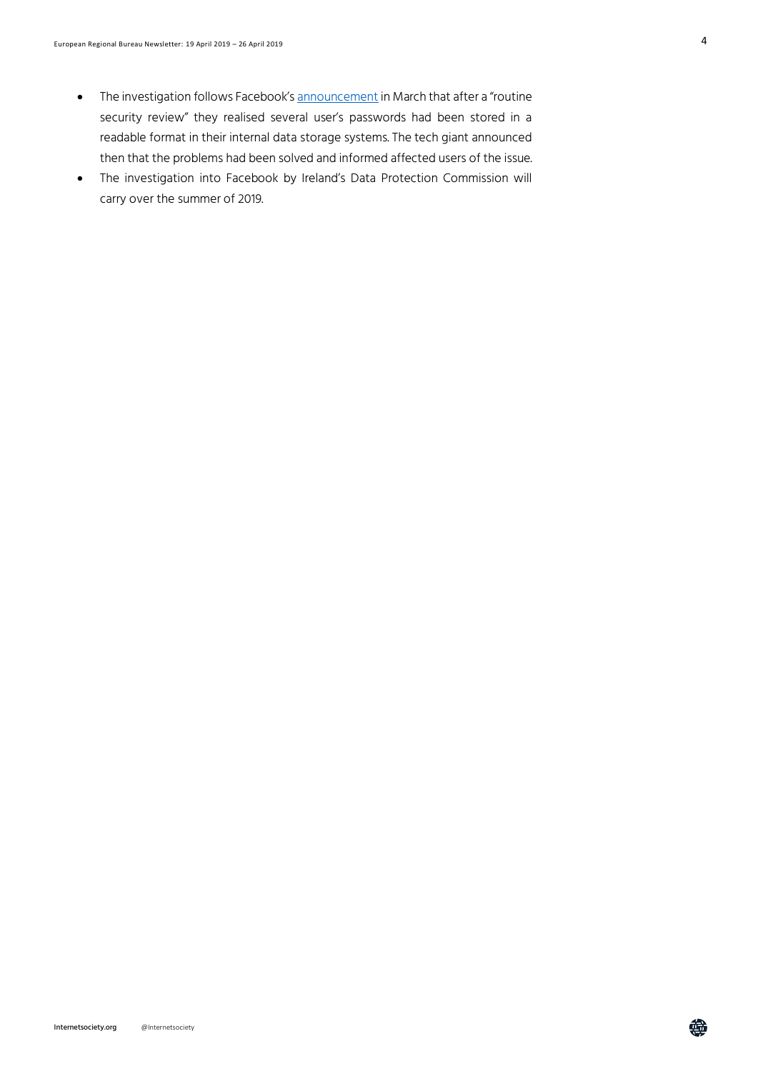- The investigation follows Facebook's announcement in March that after a "routine security review" they realised several user's passwords had been stored in a readable format in their internal data storage systems. The tech giant announced then that the problems had been solved and informed affected users of the issue.
- The investigation into Facebook by Ireland's Data Protection Commission will carry over the summer of 2019.